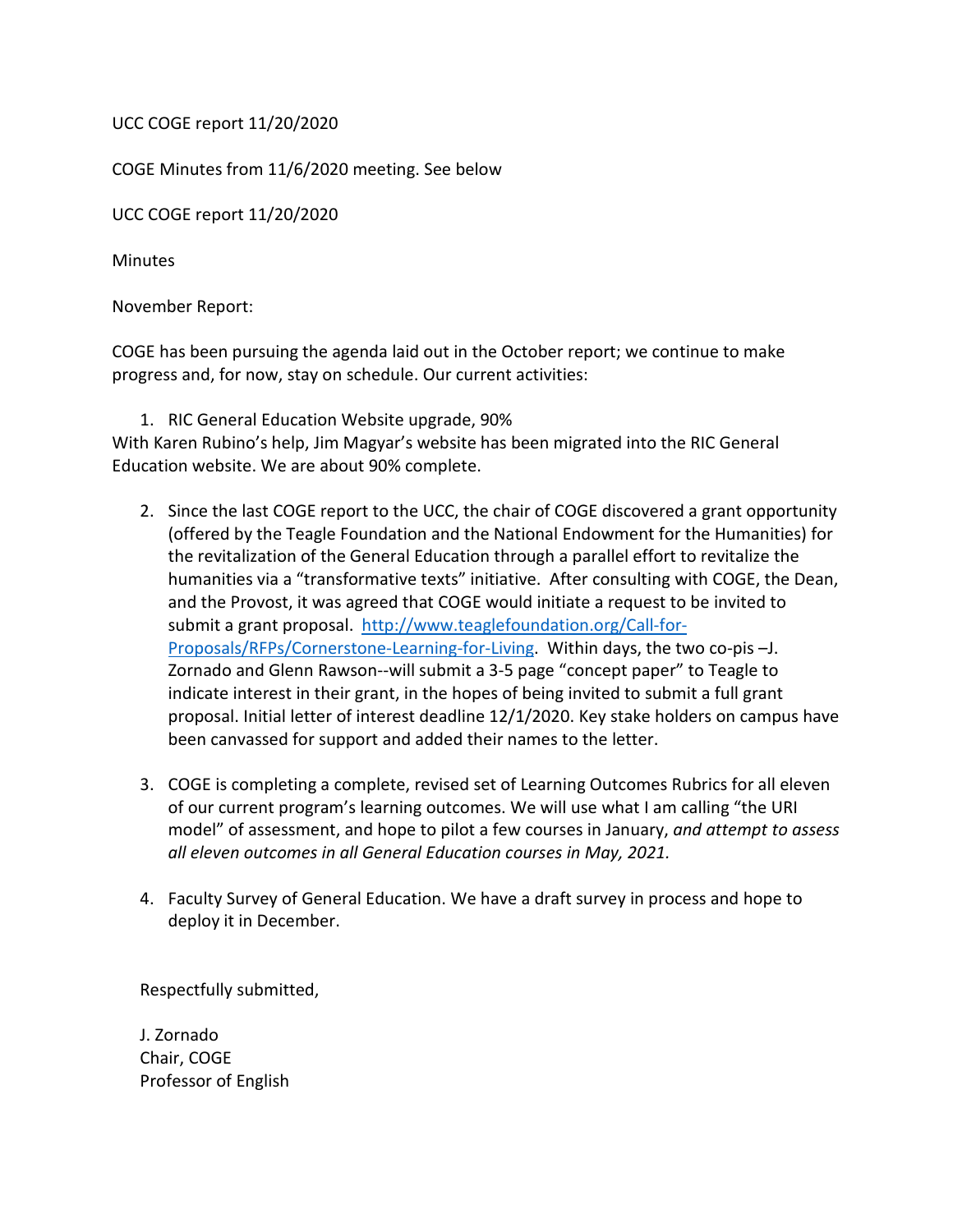UCC COGE report 11/20/2020

COGE Minutes from 11/6/2020 meeting. See below

UCC COGE report 11/20/2020

Minutes

November Report:

COGE has been pursuing the agenda laid out in the October report; we continue to make progress and, for now, stay on schedule. Our current activities:

1. RIC General Education Website upgrade, 90%

With Karen Rubino's help, Jim Magyar's website has been migrated into the RIC General Education website. We are about 90% complete.

2. Since the last COGE report to the UCC, the chair of COGE discovered a grant opportunity (offered by the Teagle Foundation and the National Endowment for the Humanities) for the revitalization of the General Education through a parallel effort to revitalize the humanities via a "transformative texts" initiative. After consulting with COGE, the Dean, and the Provost, it was agreed that COGE would initiate a request to be invited to submit a grant proposal. [http://www.teaglefoundation.org/Call-for-Proposals/RFPs/Cornerstone-Learning-for-Living](http://www.teaglefoundation.org/Call-for-Proposals/RFPs/Cornerstone-Learning-for-Living). Within days, the two co-pis –J. Zornado and Glenn Rawson--will submit a 3-5 page "concept paper" to Teagle to indicate interest in their grant, in the hopes of being invited to submit a full grant proposal. Initial letter of interest deadline 12/1/2020. Key stake holders on campus have been canvassed for support and added their names to the letter.

3. COGE is completing a complete, revised set of Learning Outcomes Rubrics for all eleven of our current program's learning outcomes. We will use what I am calling "the URI model" of assessment, and hope to pilot a few courses in January, *and attempt to assess all eleven outcomes in all General Education courses in May, 2021.*

4. Faculty Survey of General Education. We have a draft survey in process and hope to deploy it in December.

Respectfully submitted,

J. Zornado  
Chair, COGE  
Professor of English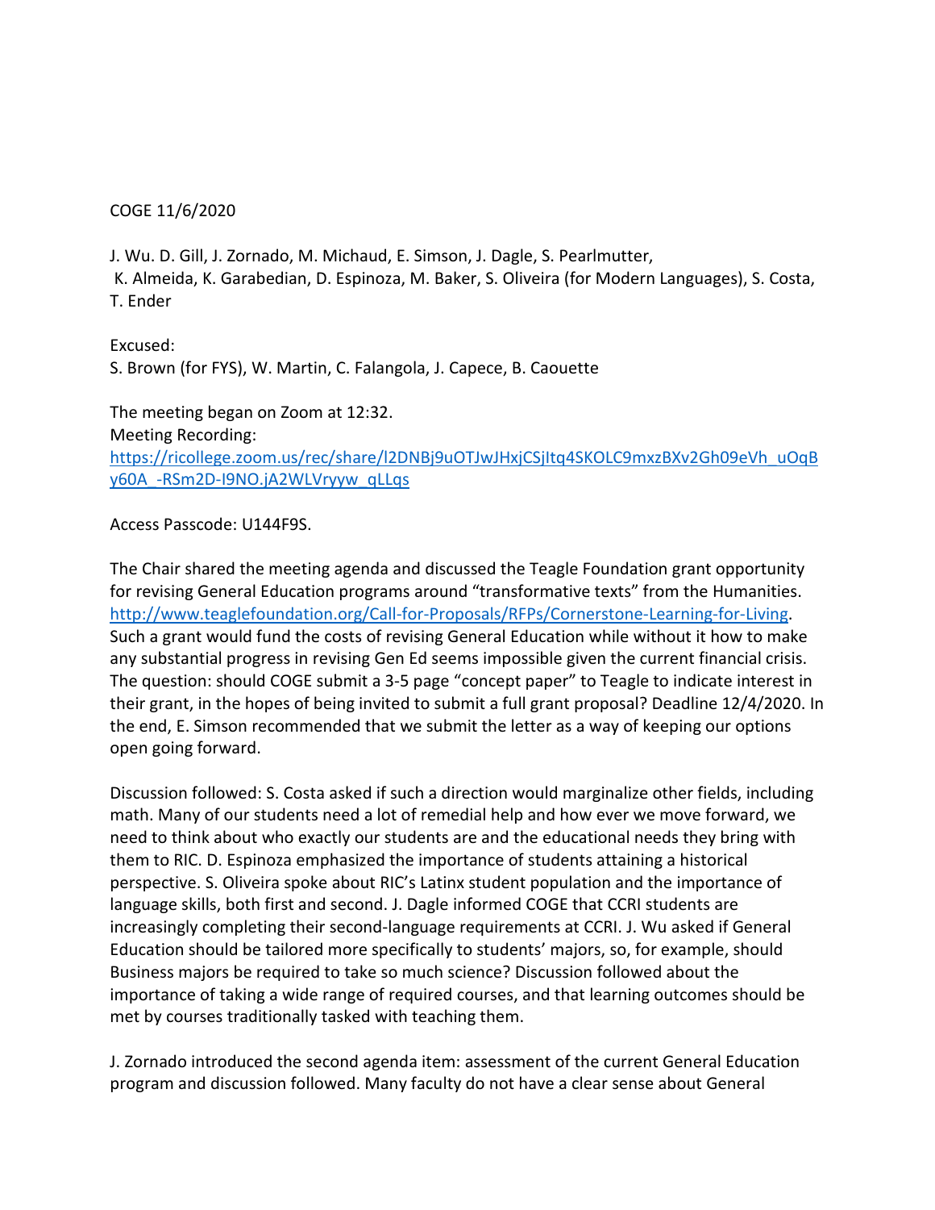COGE 11/6/2020

J. Wu. D. Gill, J. Zornado, M. Michaud, E. Simson, J. Dagle, S. Pearlmutter,
K. Almeida, K. Garabedian, D. Espinoza, M. Baker, S. Oliveira (for Modern Languages), S. Costa, T. Ender

Excused:
S. Brown (for FYS), W. Martin, C. Falangola, J. Capece, B. Caouette

The meeting began on Zoom at 12:32.
Meeting Recording:
https://ricollege.zoom.us/rec/share/l2DNBj9uOTJwJHxjCSjItq4SKOLC9mxzBXv2Gh09eVh_uOqBy60A_-RSm2D-I9NO.jA2WLVryyw_qLLqs

Access Passcode: U144F9S.

The Chair shared the meeting agenda and discussed the Teagle Foundation grant opportunity for revising General Education programs around "transformative texts" from the Humanities. http://www.teaglefoundation.org/Call-for-Proposals/RFPs/Cornerstone-Learning-for-Living. Such a grant would fund the costs of revising General Education while without it how to make any substantial progress in revising Gen Ed seems impossible given the current financial crisis. The question: should COGE submit a 3-5 page "concept paper" to Teagle to indicate interest in their grant, in the hopes of being invited to submit a full grant proposal? Deadline 12/4/2020. In the end, E. Simson recommended that we submit the letter as a way of keeping our options open going forward.

Discussion followed: S. Costa asked if such a direction would marginalize other fields, including math. Many of our students need a lot of remedial help and how ever we move forward, we need to think about who exactly our students are and the educational needs they bring with them to RIC. D. Espinoza emphasized the importance of students attaining a historical perspective. S. Oliveira spoke about RIC's Latinx student population and the importance of language skills, both first and second. J. Dagle informed COGE that CCRI students are increasingly completing their second-language requirements at CCRI. J. Wu asked if General Education should be tailored more specifically to students' majors, so, for example, should Business majors be required to take so much science? Discussion followed about the importance of taking a wide range of required courses, and that learning outcomes should be met by courses traditionally tasked with teaching them.

J. Zornado introduced the second agenda item: assessment of the current General Education program and discussion followed. Many faculty do not have a clear sense about General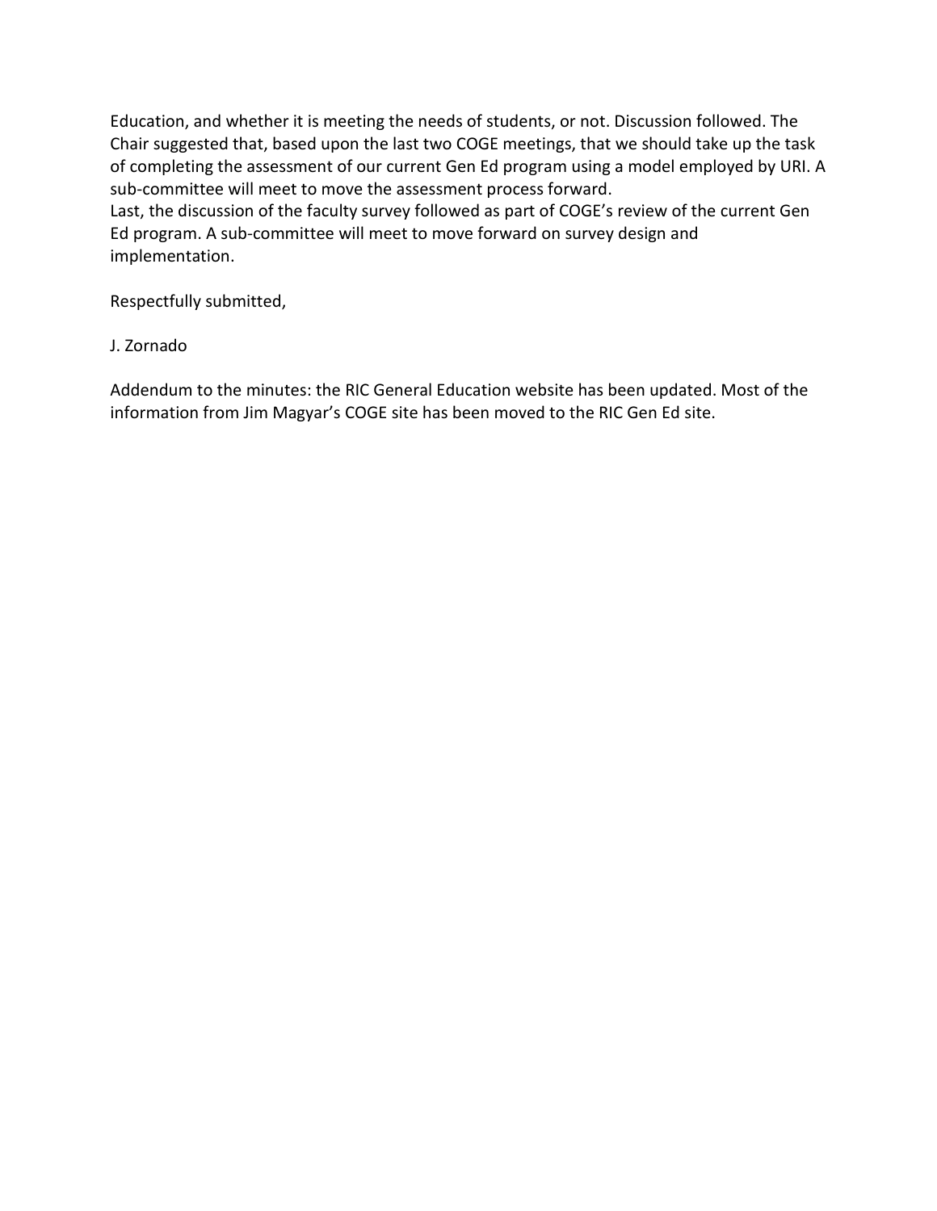Education, and whether it is meeting the needs of students, or not. Discussion followed. The Chair suggested that, based upon the last two COGE meetings, that we should take up the task of completing the assessment of our current Gen Ed program using a model employed by URI. A sub-committee will meet to move the assessment process forward.
Last, the discussion of the faculty survey followed as part of COGE's review of the current Gen Ed program. A sub-committee will meet to move forward on survey design and implementation.

Respectfully submitted,

J. Zornado

Addendum to the minutes: the RIC General Education website has been updated. Most of the information from Jim Magyar's COGE site has been moved to the RIC Gen Ed site.